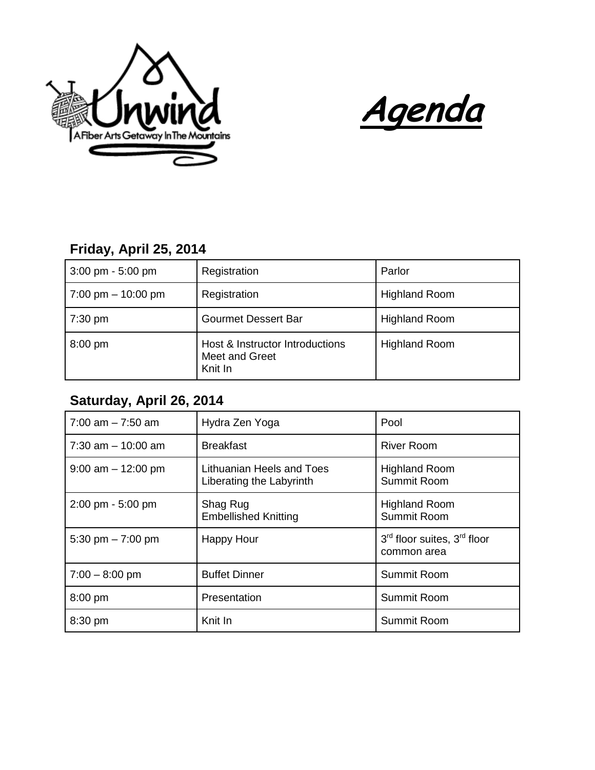Unwind

A Fiber Arts Getaway In The Mountains

# Agenda

### Friday, April 25, 2014

| | | |
|---|---|---|
| 3:00 pm - 5:00 pm | Registration | Parlor |
| 7:00 pm – 10:00 pm | Registration | Highland Room |
| 7:30 pm | Gourmet Dessert Bar | Highland Room |
| 8:00 pm | Host & Instructor Introductions<br>Meet and Greet<br>Knit In | Highland Room |

### Saturday, April 26, 2014

| | | |
|---|---|---|
| 7:00 am – 7:50 am | Hydra Zen Yoga | Pool |
| 7:30 am – 10:00 am | Breakfast | River Room |
| 9:00 am – 12:00 pm | Lithuanian Heels and Toes<br>Liberating the Labyrinth | Highland Room<br>Summit Room |
| 2:00 pm - 5:00 pm | Shag Rug<br>Embellished Knitting | Highland Room<br>Summit Room |
| 5:30 pm – 7:00 pm | Happy Hour | 3rd floor suites, 3rd floor common area |
| 7:00 – 8:00 pm | Buffet Dinner | Summit Room |
| 8:00 pm | Presentation | Summit Room |
| 8:30 pm | Knit In | Summit Room |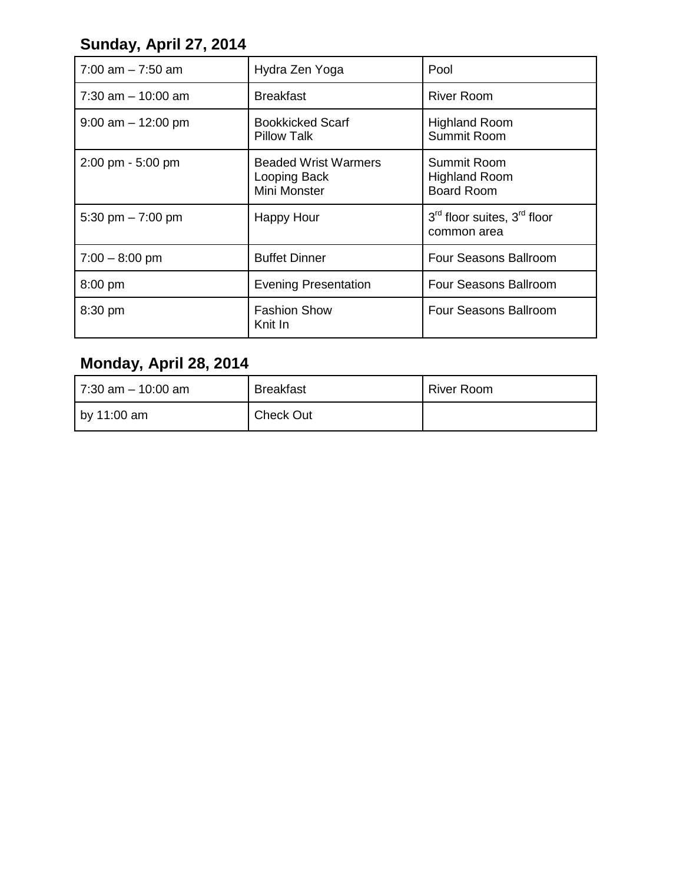## Sunday, April 27, 2014

| | | |
|---|---|---|
| 7:00 am – 7:50 am | Hydra Zen Yoga | Pool |
| 7:30 am – 10:00 am | Breakfast | River Room |
| 9:00 am – 12:00 pm | Bookkicked Scarf<br>Pillow Talk | Highland Room<br>Summit Room |
| 2:00 pm - 5:00 pm | Beaded Wrist Warmers<br>Looping Back<br>Mini Monster | Summit Room<br>Highland Room<br>Board Room |
| 5:30 pm – 7:00 pm | Happy Hour | 3rd floor suites, 3rd floor common area |
| 7:00 – 8:00 pm | Buffet Dinner | Four Seasons Ballroom |
| 8:00 pm | Evening Presentation | Four Seasons Ballroom |
| 8:30 pm | Fashion Show<br>Knit In | Four Seasons Ballroom |

## Monday, April 28, 2014

| | | |
|---|---|---|
| 7:30 am – 10:00 am | Breakfast | River Room |
| by 11:00 am | Check Out | |